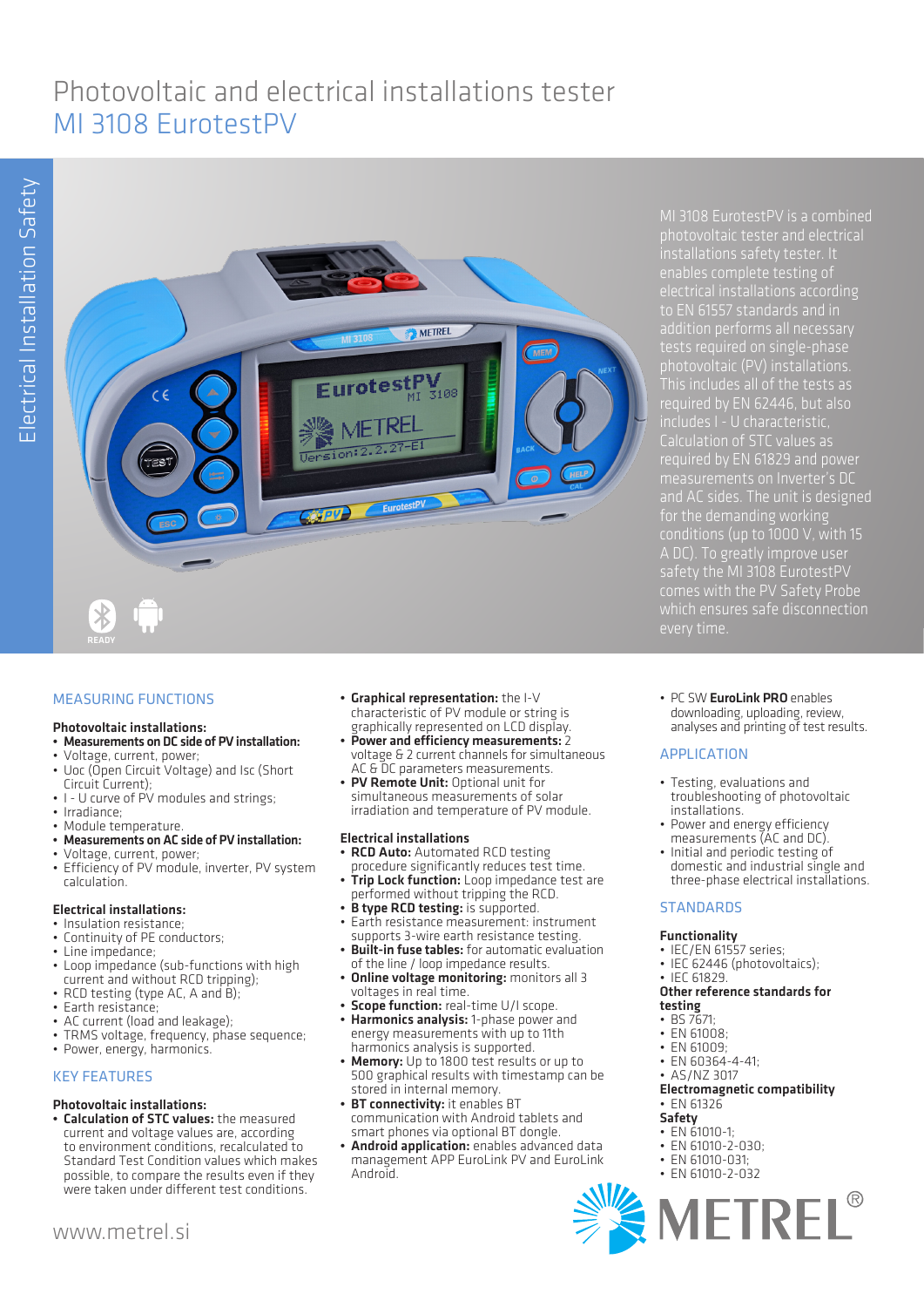# Photovoltaic and electrical installations tester

## MI 3108 EurotestPV

Electrical Installation Safety

MI 3108 EurotestPV is a combined photovoltaic tester and electrical installations safety tester. It enables complete testing of electrical installations according to EN 61557 standards and in addition performs all necessary tests required on single-phase photovoltaic (PV) installations. This includes all of the tests as required by EN 62446, but also includes I - U characteristic, Calculation of STC values as required by EN 61829 and power measurements on Inverter's DC and AC sides. The unit is designed for the demanding working conditions (up to 1000 V, with 15 A DC). To greatly improve user safety the MI 3108 EurotestPV comes with the PV Safety Probe which ensures safe disconnection every time.

## MEASURING FUNCTIONS

**Photovoltaic installations:**

- **Measurements on DC side of PV installation:**
- Voltage, current, power;
- Uoc (Open Circuit Voltage) and Isc (Short Circuit Current);
- I - U curve of PV modules and strings;
- Irradiance;
- Module temperature.
- **Measurements on AC side of PV installation:**
- Voltage, current, power;
- Efficiency of PV module, inverter, PV system calculation.

**Electrical installations:**

- Insulation resistance;
- Continuity of PE conductors;
- Line impedance;
- Loop impedance (sub-functions with high current and without RCD tripping);
- RCD testing (type AC, A and B);
- Earth resistance;
- AC current (load and leakage);
- TRMS voltage, frequency, phase sequence;
- Power, energy, harmonics.

## KEY FEATURES

**Photovoltaic installations:**

- **Calculation of STC values:** the measured current and voltage values are, according to environment conditions, recalculated to Standard Test Condition values which makes possible, to compare the results even if they were taken under different test conditions.
- **Graphical representation:** the I-V characteristic of PV module or string is graphically represented on LCD display.
- **Power and efficiency measurements:** 2 voltage & 2 current channels for simultaneous AC & DC parameters measurements.
- **PV Remote Unit:** Optional unit for simultaneous measurements of solar irradiation and temperature of PV module.

**Electrical installations**

- **RCD Auto:** Automated RCD testing procedure significantly reduces test time.
- **Trip Lock function:** Loop impedance test are performed without tripping the RCD.
- **B type RCD testing:** is supported.
- Earth resistance measurement: instrument supports 3-wire earth resistance testing.
- **Built-in fuse tables:** for automatic evaluation of the line / loop impedance results.
- **Online voltage monitoring:** monitors all 3 voltages in real time.
- **Scope function:** real-time U/I scope.
- **Harmonics analysis:** 1-phase power and energy measurements with up to 11th harmonics analysis is supported.
- **Memory:** Up to 1800 test results or up to 500 graphical results with timestamp can be stored in internal memory.
- **BT connectivity:** it enables BT communication with Android tablets and smart phones via optional BT dongle.
- **Android application:** enables advanced data management APP EuroLink PV and EuroLink Android.
- PC SW **EuroLink PRO** enables downloading, uploading, review, analyses and printing of test results.

## APPLICATION

- Testing, evaluations and troubleshooting of photovoltaic installations.
- Power and energy efficiency measurements (AC and DC).
- Initial and periodic testing of domestic and industrial single and three-phase electrical installations.

## STANDARDS

**Functionality**

- IEC/EN 61557 series;
- IEC 62446 (photovoltaics);
- IEC 61829.

**Other reference standards for testing**

- BS 7671;
- EN 61008;
- EN 61009;
- EN 60364-4-41;
- AS/NZ 3017

**Electromagnetic compatibility**

- EN 61326

**Safety**

- EN 61010-1;
- EN 61010-2-030;
- EN 61010-031;
- EN 61010-2-032

www.metrel.si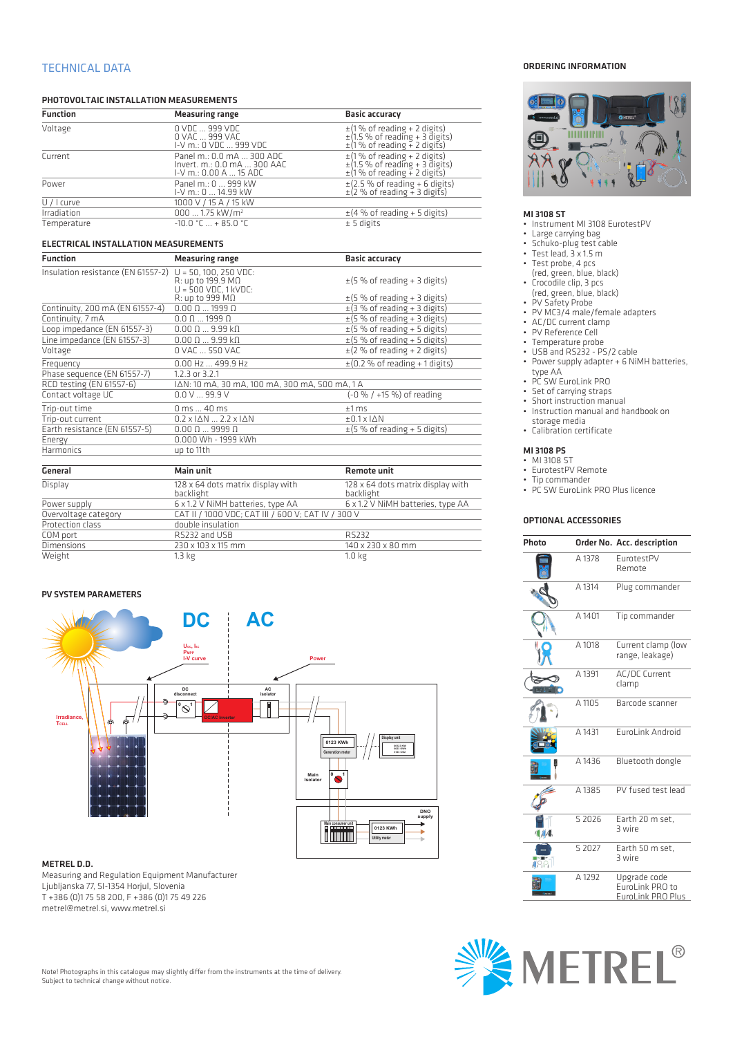## TECHNICAL DATA

### PHOTOVOLTAIC INSTALLATION MEASUREMENTS

| Function | Measuring range | Basic accuracy |
|---|---|---|
| Voltage | 0 VDC ... 999 VDC<br>0 VAC ... 999 VAC<br>I-V m.: 0 VDC ... 999 VDC | ±(1 % of reading + 2 digits)<br>±(1.5 % of reading + 3 digits)<br>±(1 % of reading + 2 digits) |
| Current | Panel m.: 0.0 mA ... 300 ADC<br>Invert. m.: 0.0 mA ... 300 AAC<br>I-V m.: 0.00 A ... 15 ADC | ±(1 % of reading + 2 digits)<br>±(1.5 % of reading + 3 digits)<br>±(1 % of reading + 2 digits) |
| Power | Panel m.: 0 ... 999 kW<br>I-V m.: 0 ... 14.99 kW | ±(2.5 % of reading + 6 digits)<br>±(2 % of reading + 3 digits) |
| U / I curve | 1000 V / 15 A / 15 kW | |
| Irradiation | 000 ... 1.75 kW/m² | ±(4 % of reading + 5 digits) |
| Temperature | -10.0 °C ... + 85.0 °C | ± 5 digits |

### ELECTRICAL INSTALLATION MEASUREMENTS

| Function | Measuring range | Basic accuracy |
|---|---|---|
| Insulation resistance (EN 61557-2) | U = 50, 100, 250 VDC:<br>R: up to 199.9 MΩ<br>U = 500 VDC, 1 kVDC:<br>R: up to 999 MΩ | <br>±(5 % of reading + 3 digits)<br><br>±(5 % of reading + 3 digits) |
| Continuity, 200 mA (EN 61557-4) | 0.00 Ω ... 1999 Ω | ±(3 % of reading + 3 digits) |
| Continuity, 7 mA | 0.0 Ω ... 1999 Ω | ±(5 % of reading + 3 digits) |
| Loop impedance (EN 61557-3) | 0.00 Ω ... 9.99 kΩ | ±(5 % of reading + 5 digits) |
| Line impedance (EN 61557-3) | 0.00 Ω ... 9.99 kΩ | ±(5 % of reading + 5 digits) |
| Voltage | 0 VAC ... 550 VAC | ±(2 % of reading + 2 digits) |
| Frequency | 0.00 Hz ... 499.9 Hz | ±(0.2 % of reading + 1 digits) |
| Phase sequence (EN 61557-7) | 1.2.3 or 3.2.1 | |
| RCD testing (EN 61557-6) | IΔN: 10 mA, 30 mA, 100 mA, 300 mA, 500 mA, 1 A | |
| Contact voltage UC | 0.0 V ... 99.9 V | (-0 % / +15 %) of reading |
| Trip-out time | 0 ms ... 40 ms | ±1 ms |
| Trip-out current | 0.2 x IΔN ... 2.2 x IΔN | ±0.1 x IΔN |
| Earth resistance (EN 61557-5) | 0.00 Ω ... 9999 Ω | ±(5 % of reading + 5 digits) |
| Energy | 0.000 Wh - 1999 kWh | |
| Harmonics | up to 11th | |

| General | Main unit | Remote unit |
|---|---|---|
| Display | 128 x 64 dots matrix display with backlight | 128 x 64 dots matrix display with backlight |
| Power supply | 6 x 1.2 V NiMH batteries, type AA | 6 x 1.2 V NiMH batteries, type AA |
| Overvoltage category | CAT II / 1000 VDC; CAT III / 600 V; CAT IV / 300 V | |
| Protection class | double insulation | |
| COM port | RS232 and USB | RS232 |
| Dimensions | 230 x 103 x 115 mm | 140 x 230 x 80 mm |
| Weight | 1.3 kg | 1.0 kg |

### PV SYSTEM PARAMETERS

DC
AC
$U_{oc}$, $I_{sc}$
$P_{MPP}$
I-V curve
Power
Irradiance, $T_{CELL}$
DC disconnect
AC isolator
DC/AC inverter
0123 KWh
Generation meter
Display unit
Main Isolator
DNO supply
Main consumer unit
0123 KWh
Utility meter

**METREL D.D.**
Measuring and Regulation Equipment Manufacturer
Ljubljanska 77, SI-1354 Horjul, Slovenia
T +386 (0)1 75 58 200, F +386 (0)1 75 49 226
metrel@metrel.si, www.metrel.si

Note! Photographs in this catalogue may slightly differ from the instruments at the time of delivery.
Subject to technical change without notice.

## ORDERING INFORMATION

**MI 3108 ST**
- Instrument MI 3108 EurotestPV
- Large carrying bag
- Schuko-plug test cable
- Test lead, 3 x 1.5 m
- Test probe, 4 pcs (red, green, blue, black)
- Crocodile clip, 3 pcs (red, green, blue, black)
- PV Safety Probe
- PV MC3/4 male/female adapters
- AC/DC current clamp
- PV Reference Cell
- Temperature probe
- USB and RS232 - PS/2 cable
- Power supply adapter + 6 NiMH batteries, type AA
- PC SW EuroLink PRO
- Set of carrying straps
- Short instruction manual
- Instruction manual and handbook on storage media
- Calibration certificate

**MI 3108 PS**
- MI 3108 ST
- EurotestPV Remote
- Tip commander
- PC SW EuroLink PRO Plus licence

### OPTIONAL ACCESSORIES

| Photo | Order No. | Acc. description |
|---|---|---|
| | A 1378 | EurotestPV Remote |
| | A 1314 | Plug commander |
| | A 1401 | Tip commander |
| | A 1018 | Current clamp (low range, leakage) |
| | A 1391 | AC/DC Current clamp |
| | A 1105 | Barcode scanner |
| | A 1431 | EuroLink Android |
| | A 1436 | Bluetooth dongle |
| | A 1385 | PV fused test lead |
| | S 2026 | Earth 20 m set, 3 wire |
| | S 2027 | Earth 50 m set, 3 wire |
| | A 1292 | Upgrade code EuroLink PRO to EuroLink PRO Plus |

METREL®